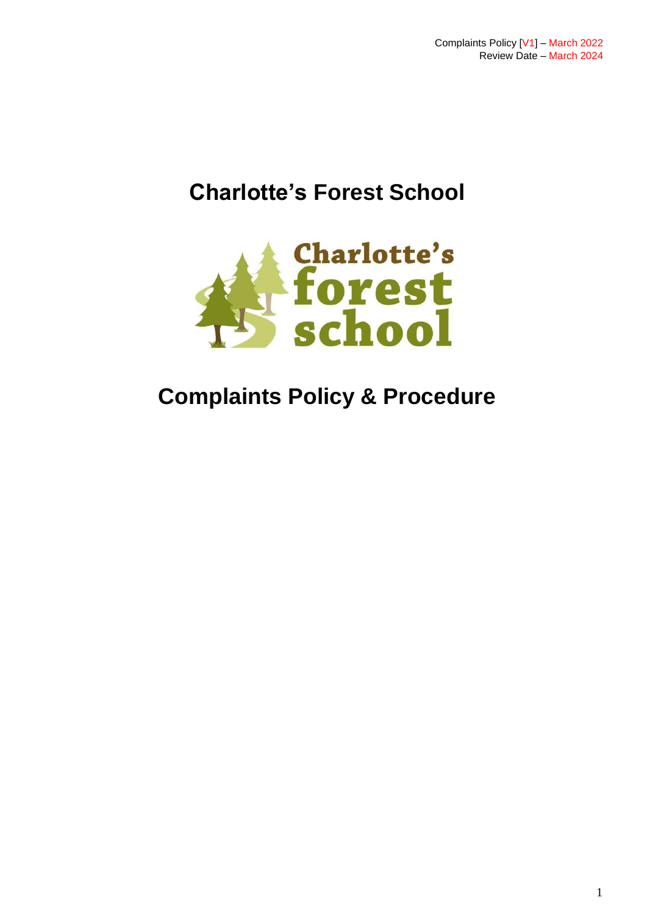Complaints Policy [V1] – March 2022
Review Date – March 2024

# Charlotte's Forest School

# Complaints Policy & Procedure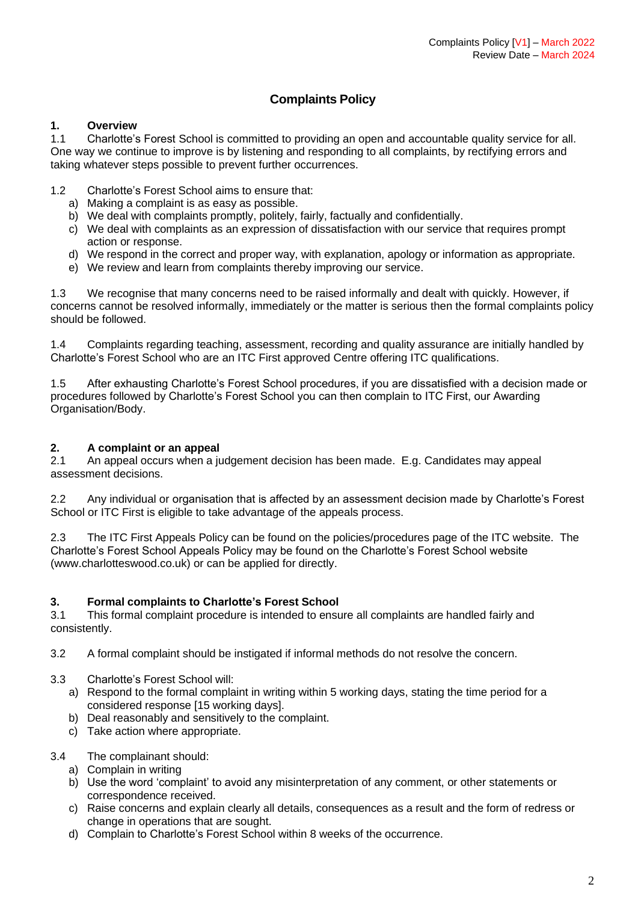Complaints Policy [V1] – March 2022
Review Date – March 2024

# Complaints Policy

## 1. Overview

1.1 Charlotte's Forest School is committed to providing an open and accountable quality service for all. One way we continue to improve is by listening and responding to all complaints, by rectifying errors and taking whatever steps possible to prevent further occurrences.

1.2 Charlotte's Forest School aims to ensure that:

a) Making a complaint is as easy as possible.
b) We deal with complaints promptly, politely, fairly, factually and confidentially.
c) We deal with complaints as an expression of dissatisfaction with our service that requires prompt action or response.
d) We respond in the correct and proper way, with explanation, apology or information as appropriate.
e) We review and learn from complaints thereby improving our service.

1.3 We recognise that many concerns need to be raised informally and dealt with quickly. However, if concerns cannot be resolved informally, immediately or the matter is serious then the formal complaints policy should be followed.

1.4 Complaints regarding teaching, assessment, recording and quality assurance are initially handled by Charlotte's Forest School who are an ITC First approved Centre offering ITC qualifications.

1.5 After exhausting Charlotte's Forest School procedures, if you are dissatisfied with a decision made or procedures followed by Charlotte's Forest School you can then complain to ITC First, our Awarding Organisation/Body.

## 2. A complaint or an appeal

2.1 An appeal occurs when a judgement decision has been made. E.g. Candidates may appeal assessment decisions.

2.2 Any individual or organisation that is affected by an assessment decision made by Charlotte's Forest School or ITC First is eligible to take advantage of the appeals process.

2.3 The ITC First Appeals Policy can be found on the policies/procedures page of the ITC website. The Charlotte's Forest School Appeals Policy may be found on the Charlotte's Forest School website (www.charlotteswood.co.uk) or can be applied for directly.

## 3. Formal complaints to Charlotte's Forest School

3.1 This formal complaint procedure is intended to ensure all complaints are handled fairly and consistently.

3.2 A formal complaint should be instigated if informal methods do not resolve the concern.

3.3 Charlotte's Forest School will:

a) Respond to the formal complaint in writing within 5 working days, stating the time period for a considered response [15 working days].
b) Deal reasonably and sensitively to the complaint.
c) Take action where appropriate.

3.4 The complainant should:

a) Complain in writing
b) Use the word 'complaint' to avoid any misinterpretation of any comment, or other statements or correspondence received.
c) Raise concerns and explain clearly all details, consequences as a result and the form of redress or change in operations that are sought.
d) Complain to Charlotte's Forest School within 8 weeks of the occurrence.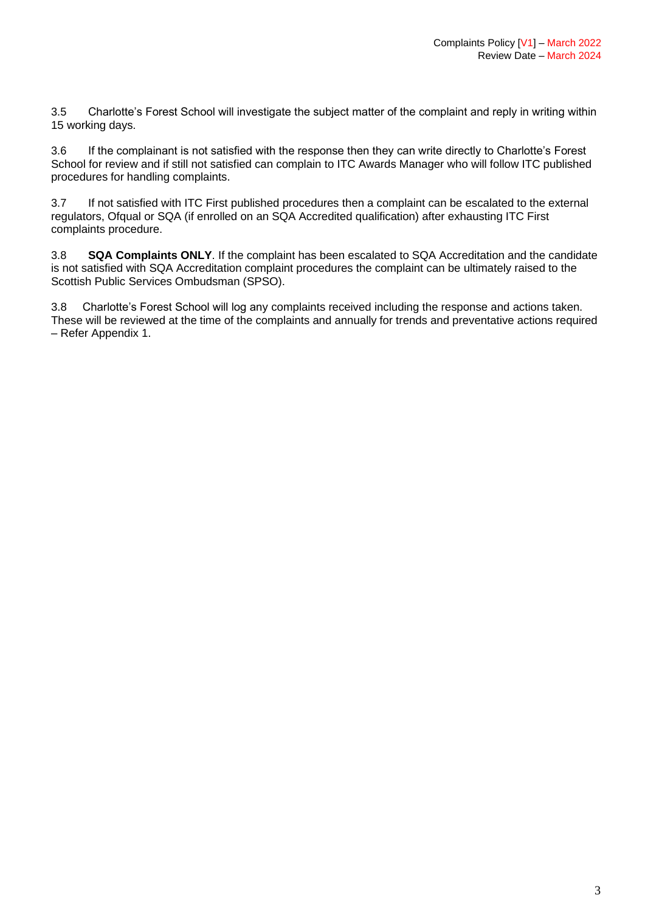3.5 Charlotte's Forest School will investigate the subject matter of the complaint and reply in writing within 15 working days.

3.6 If the complainant is not satisfied with the response then they can write directly to Charlotte's Forest School for review and if still not satisfied can complain to ITC Awards Manager who will follow ITC published procedures for handling complaints.

3.7 If not satisfied with ITC First published procedures then a complaint can be escalated to the external regulators, Ofqual or SQA (if enrolled on an SQA Accredited qualification) after exhausting ITC First complaints procedure.

3.8 **SQA Complaints ONLY**. If the complaint has been escalated to SQA Accreditation and the candidate is not satisfied with SQA Accreditation complaint procedures the complaint can be ultimately raised to the Scottish Public Services Ombudsman (SPSO).

3.8 Charlotte's Forest School will log any complaints received including the response and actions taken. These will be reviewed at the time of the complaints and annually for trends and preventative actions required – Refer Appendix 1.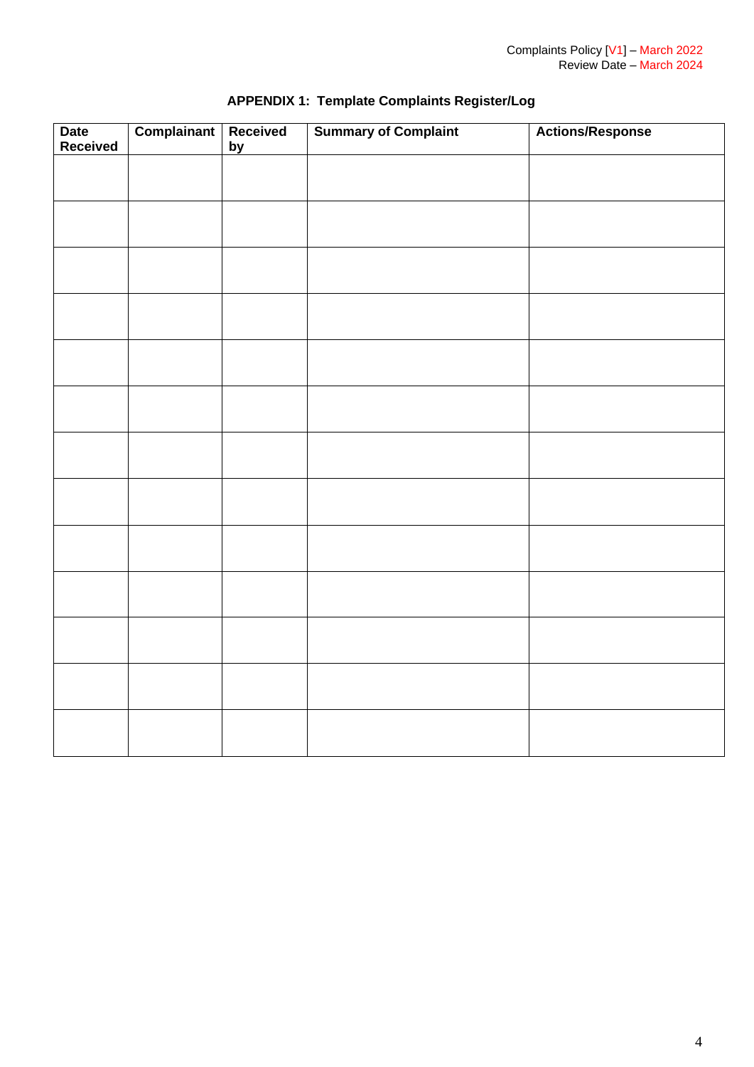## APPENDIX 1: Template Complaints Register/Log

| Date Received | Complainant | Received by | Summary of Complaint | Actions/Response |
|---|---|---|---|---|
| | | | | |
| | | | | |
| | | | | |
| | | | | |
| | | | | |
| | | | | |
| | | | | |
| | | | | |
| | | | | |
| | | | | |
| | | | | |
| | | | | |
| | | | | |